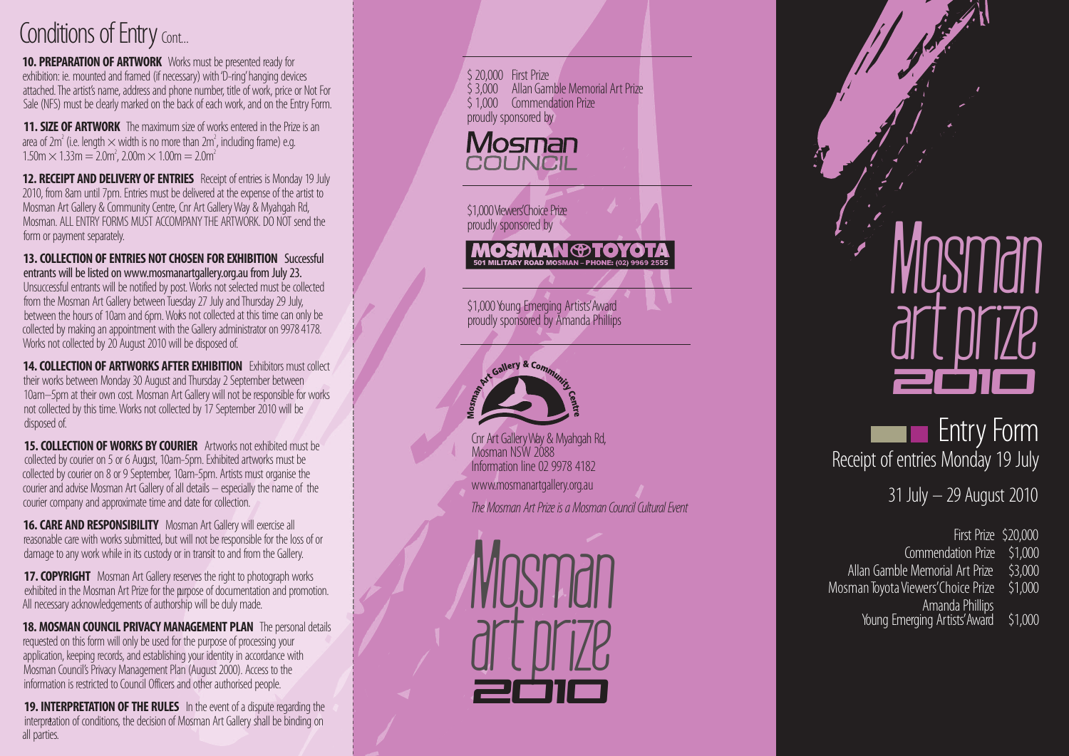# Conditions of Entry Cont...

**10. PREPARATION OF ARTWORK** Works must be presented ready for exhibition: ie. mounted and framed (if necessary) with 'D-ring' hanging devices attached. The artist's name, address and phone number, title of work, price or Not For Sale (NFS) must be clearly marked on the back of each work, and on the Entry Form.

**11. SIZE OF ARTWORK** The maximum size of works entered in the Prize is an area of $2m^2$ (i.e. length $\times$ width is no more than $2m^2$, including frame) e.g. $1.50m \times 1.33m = 2.0m^2$, $2.00m \times 1.00m = 2.0m^2$

**12. RECEIPT AND DELIVERY OF ENTRIES** Receipt of entries is Monday 19 July 2010, from 8am until 7pm. Entries must be delivered at the expense of the artist to Mosman Art Gallery & Community Centre, Cnr Art Gallery Way & Myahgah Rd, Mosman. ALL ENTRY FORMS MUST ACCOMPANY THE ARTWORK. DO NOT send the form or payment separately.

**13. COLLECTION OF ENTRIES NOT CHOSEN FOR EXHIBITION** Successful entrants will be listed on www.mosmanartgallery.org.au from July 23. Unsuccessful entrants will be notified by post. Works not selected must be collected from the Mosman Art Gallery between Tuesday 27 July and Thursday 29 July, between the hours of 10am and 6pm. Works not collected at this time can only be collected by making an appointment with the Gallery administrator on 9978 4178. Works not collected by 20 August 2010 will be disposed of.

**14. COLLECTION OF ARTWORKS AFTER EXHIBITION** Exhibitors must collect their works between Monday 30 August and Thursday 2 September between 10am–5pm at their own cost. Mosman Art Gallery will not be responsible for works not collected by this time. Works not collected by 17 September 2010 will be disposed of.

**15. COLLECTION OF WORKS BY COURIER** Artworks not exhibited must be collected by courier on 5 or 6 August, 10am-5pm. Exhibited artworks must be collected by courier on 8 or 9 September, 10am-5pm. Artists must organise the courier and advise Mosman Art Gallery of all details – especially the name of the courier company and approximate time and date for collection.

**16. CARE AND RESPONSIBILITY** Mosman Art Gallery will exercise all reasonable care with works submitted, but will not be responsible for the loss of or damage to any work while in its custody or in transit to and from the Gallery.

**17. COPYRIGHT** Mosman Art Gallery reserves the right to photograph works exhibited in the Mosman Art Prize for the purpose of documentation and promotion. All necessary acknowledgements of authorship will be duly made.

**18. MOSMAN COUNCIL PRIVACY MANAGEMENT PLAN** The personal details requested on this form will only be used for the purpose of processing your application, keeping records, and establishing your identity in accordance with Mosman Council's Privacy Management Plan (August 2000). Access to the information is restricted to Council Officers and other authorised people.

**19. INTERPRETATION OF THE RULES** In the event of a dispute regarding the interpretation of conditions, the decision of Mosman Art Gallery shall be binding on all parties.

---

$ 20,000 First Prize
$ 3,000 Allan Gamble Memorial Art Prize
$ 1,000 Commendation Prize
proudly sponsored by

**Mosman COUNCIL**

$1,000 Viewers' Choice Prize
proudly sponsored by

**MOSMAN TOYOTA**
501 MILITARY ROAD MOSMAN – PHONE: (02) 9969 2555

$1,000 Young Emerging Artists' Award
proudly sponsored by Amanda Phillips

Mosman Art Gallery & Community Centre

Cnr Art Gallery Way & Myahgah Rd,
Mosman NSW 2088
Information line 02 9978 4182

www.mosmanartgallery.org.au

*The Mosman Art Prize is a Mosman Council Cultural Event*

Mosman art prize 2010

---

# Mosman art prize 2010

## Entry Form

Receipt of entries Monday 19 July

31 July – 29 August 2010

| | |
|---|---|
| First Prize | $20,000 |
| Commendation Prize | $1,000 |
| Allan Gamble Memorial Art Prize | $3,000 |
| Mosman Toyota Viewers' Choice Prize | $1,000 |
| Amanda Phillips Young Emerging Artists' Award | $1,000 |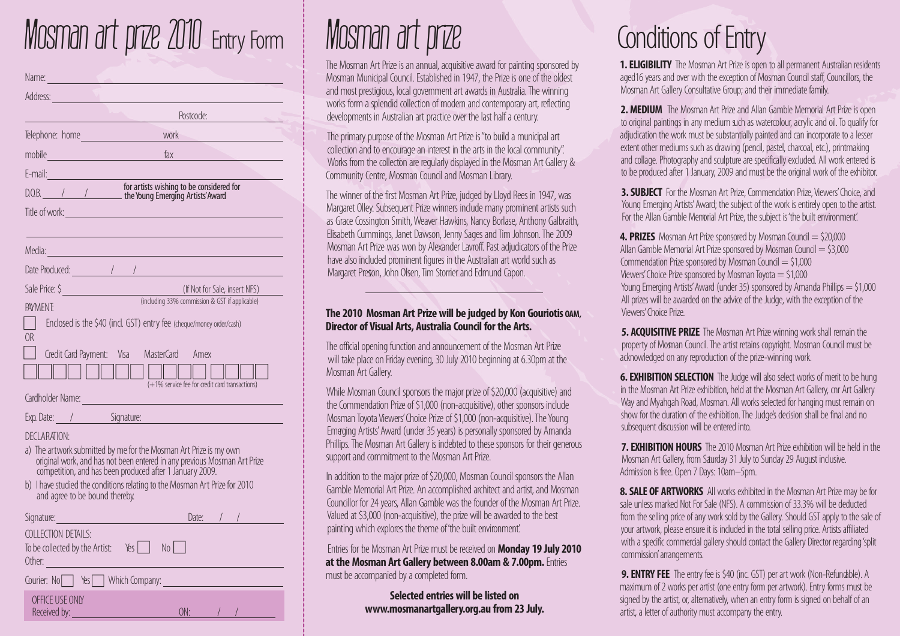# Mosman art prize 2010 Entry Form

Name:

Address:

Postcode:

Telephone: home work

mobile fax

E-mail:

D.O.B. / / for artists wishing to be considered for the Young Emerging Artists' Award

Title of work:

Media:

Date Produced: / /

Sale Price: $ (If Not for Sale, insert NFS)
(including 33% commission & GST if applicable)

PAYMENT:

☐ Enclosed is the $40 (incl. GST) entry fee (cheque/money order/cash)

OR

☐ Credit Card Payment: Visa MasterCard Amex

(+1% service fee for credit card transactions)

Cardholder Name:

Exp. Date: / Signature:

DECLARATION:

a) The artwork submitted by me for the Mosman Art Prize is my own original work, and has not been entered in any previous Mosman Art Prize competition, and has been produced after 1 January 2009.

b) I have studied the conditions relating to the Mosman Art Prize for 2010 and agree to be bound thereby.

Signature: Date: / /

COLLECTION DETAILS:

To be collected by the Artist: Yes ☐ No ☐

Other:

Courier: No ☐ Yes ☐ Which Company:

OFFICE USE ONLY
Received by: ON: / /

# Mosman art prize

The Mosman Art Prize is an annual, acquisitive award for painting sponsored by Mosman Municipal Council. Established in 1947, the Prize is one of the oldest and most prestigious, local government art awards in Australia. The winning works form a splendid collection of modern and contemporary art, reflecting developments in Australian art practice over the last half a century.

The primary purpose of the Mosman Art Prize is "to build a municipal art collection and to encourage an interest in the arts in the local community". Works from the collection are regularly displayed in the Mosman Art Gallery & Community Centre, Mosman Council and Mosman Library.

The winner of the first Mosman Art Prize, judged by Lloyd Rees in 1947, was Margaret Olley. Subsequent Prize winners include many prominent artists such as Grace Cossington Smith, Weaver Hawkins, Nancy Borlase, Anthony Galbraith, Elisabeth Cummings, Janet Dawson, Jenny Sages and Tim Johnson. The 2009 Mosman Art Prize was won by Alexander Lavroff. Past adjudicators of the Prize have also included prominent figures in the Australian art world such as Margaret Preston, John Olsen, Tim Storrier and Edmund Capon.

**The 2010 Mosman Art Prize will be judged by Kon Gouriotis OAM, Director of Visual Arts, Australia Council for the Arts.**

The official opening function and announcement of the Mosman Art Prize will take place on Friday evening, 30 July 2010 beginning at 6.30pm at the Mosman Art Gallery.

While Mosman Council sponsors the major prize of $20,000 (acquisitive) and the Commendation Prize of $1,000 (non-acquisitive), other sponsors include Mosman Toyota Viewers' Choice Prize of $1,000 (non-acquisitive). The Young Emerging Artists' Award (under 35 years) is personally sponsored by Amanda Phillips. The Mosman Art Gallery is indebted to these sponsors for their generous support and commitment to the Mosman Art Prize.

In addition to the major prize of $20,000, Mosman Council sponsors the Allan Gamble Memorial Art Prize. An accomplished architect and artist, and Mosman Councillor for 24 years, Allan Gamble was the founder of the Mosman Art Prize. Valued at $3,000 (non-acquisitive), the prize will be awarded to the best painting which explores the theme of 'the built environment'.

Entries for the Mosman Art Prize must be received on **Monday 19 July 2010 at the Mosman Art Gallery between 8.00am & 7.00pm.** Entries must be accompanied by a completed form.

**Selected entries will be listed on www.mosmanartgallery.org.au from 23 July.**

# Conditions of Entry

**1. ELIGIBILITY** The Mosman Art Prize is open to all permanent Australian residents aged16 years and over with the exception of Mosman Council staff, Councillors, the Mosman Art Gallery Consultative Group; and their immediate family.

**2. MEDIUM** The Mosman Art Prize and Allan Gamble Memorial Art Prize is open to original paintings in any medium such as watercolour, acrylic and oil. To qualify for adjudication the work must be substantially painted and can incorporate to a lesser extent other mediums such as drawing (pencil, pastel, charcoal, etc.), printmaking and collage. Photography and sculpture are specifically excluded. All work entered is to be produced after 1 January, 2009 and must be the original work of the exhibitor.

**3. SUBJECT** For the Mosman Art Prize, Commendation Prize, Viewers' Choice, and Young Emerging Artists' Award; the subject of the work is entirely open to the artist. For the Allan Gamble Memorial Art Prize, the subject is 'the built environment'.

**4. PRIZES** Mosman Art Prize sponsored by Mosman Council = $20,000
Allan Gamble Memorial Art Prize sponsored by Mosman Council = $3,000
Commendation Prize sponsored by Mosman Council = $1,000
Viewers' Choice Prize sponsored by Mosman Toyota = $1,000
Young Emerging Artists' Award (under 35) sponsored by Amanda Phillips = $1,000
All prizes will be awarded on the advice of the Judge, with the exception of the Viewers' Choice Prize.

**5. ACQUISITIVE PRIZE** The Mosman Art Prize winning work shall remain the property of Mosman Council. The artist retains copyright. Mosman Council must be acknowledged on any reproduction of the prize-winning work.

**6. EXHIBITION SELECTION** The Judge will also select works of merit to be hung in the Mosman Art Prize exhibition, held at the Mosman Art Gallery, cnr Art Gallery Way and Myahgah Road, Mosman. All works selected for hanging must remain on show for the duration of the exhibition. The Judge's decision shall be final and no subsequent discussion will be entered into.

**7. EXHIBITION HOURS** The 2010 Mosman Art Prize exhibition will be held in the Mosman Art Gallery, from Saturday 31 July to Sunday 29 August inclusive. Admission is free. Open 7 Days: 10am–5pm.

**8. SALE OF ARTWORKS** All works exhibited in the Mosman Art Prize may be for sale unless marked Not For Sale (NFS). A commission of 33.3% will be deducted from the selling price of any work sold by the Gallery. Should GST apply to the sale of your artwork, please ensure it is included in the total selling price. Artists affiliated with a specific commercial gallery should contact the Gallery Director regarding 'split commission' arrangements.

**9. ENTRY FEE** The entry fee is $40 (inc. GST) per art work (Non-Refundable). A maximum of 2 works per artist (one entry form per artwork). Entry forms must be signed by the artist, or, alternatively, when an entry form is signed on behalf of an artist, a letter of authority must accompany the entry.